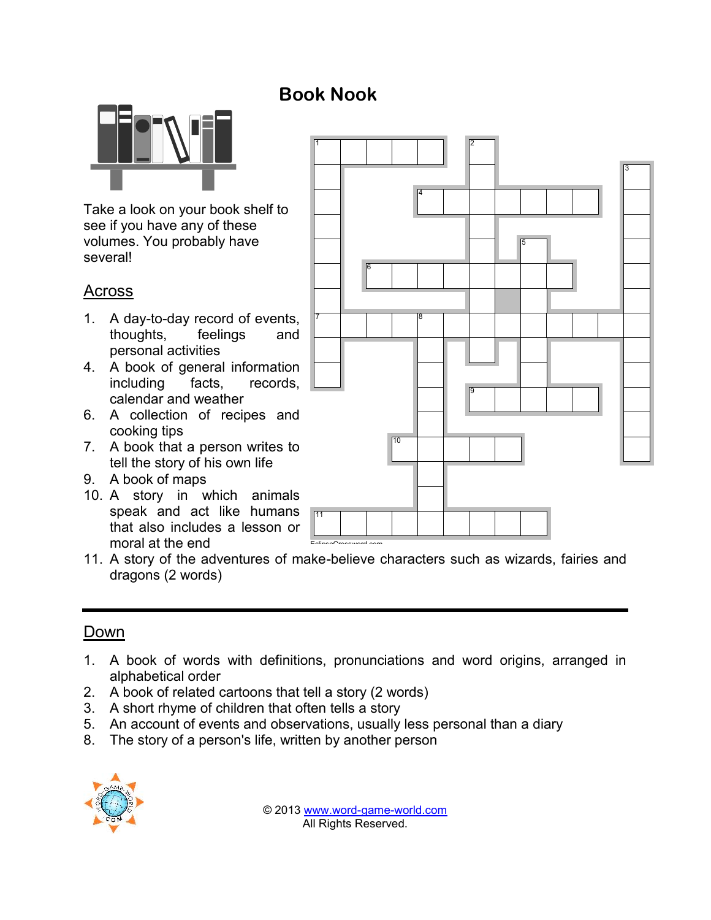# Book Nook

Take a look on your book shelf to see if you have any of these volumes. You probably have several!

## Across

1. A day-to-day record of events, thoughts, feelings and personal activities
4. A book of general information including facts, records, calendar and weather
6. A collection of recipes and cooking tips
7. A book that a person writes to tell the story of his own life
9. A book of maps
10. A story in which animals speak and act like humans that also includes a lesson or moral at the end
11. A story of the adventures of make-believe characters such as wizards, fairies and dragons (2 words)

## Down

1. A book of words with definitions, pronunciations and word origins, arranged in alphabetical order
2. A book of related cartoons that tell a story (2 words)
3. A short rhyme of children that often tells a story
5. An account of events and observations, usually less personal than a diary
8. The story of a person's life, written by another person

EclipseCrossword.com

© 2013 www.word-game-world.com
All Rights Reserved.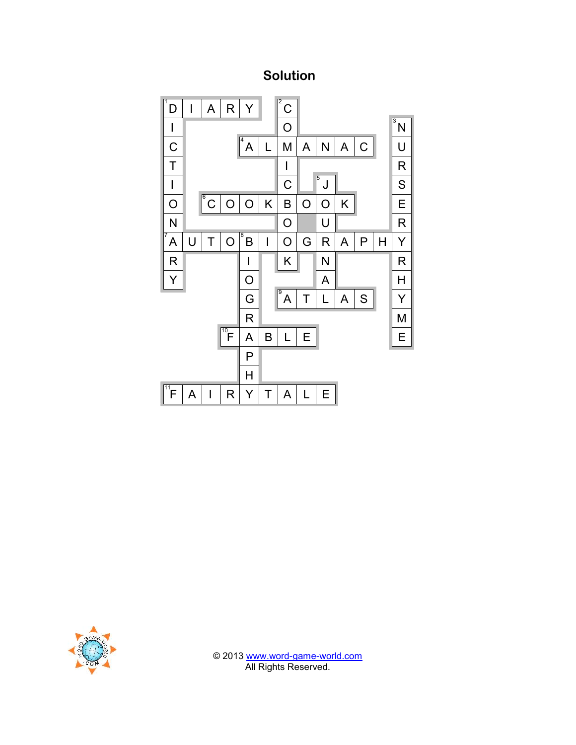# Solution

| | | | | | | | | | | | | |
|---|---|---|---|---|---|---|---|---|---|---|---|---|
| 1 D | I | A | R | Y | | 2 C | | | | | | |
| I | | | | | | O | | | | | | 3 N |
| C | | | | 4 A | L | M | A | N | A | C | | U |
| T | | | | | | I | | | | | | R |
| I | | | | | | C | | 5 J | | | | S |
| O | | 6 C | O | O | K | B | O | O | K | | | E |
| N | | | | | | O | | U | | | | R |
| 7 A | U | T | O | 8 B | I | O | G | R | A | P | H | Y |
| R | | | | I | | K | | N | | | | R |
| Y | | | | O | | | | A | | | | H |
| | | | | G | | 9 A | T | L | A | S | | Y |
| | | | | R | | | | | | | | M |
| | | | 10 F | A | B | L | E | | | | | E |
| | | | | P | | | | | | | | |
| | | | | H | | | | | | | | |
| 11 F | A | I | R | Y | T | A | L | E | | | | |

© 2013 www.word-game-world.com
All Rights Reserved.